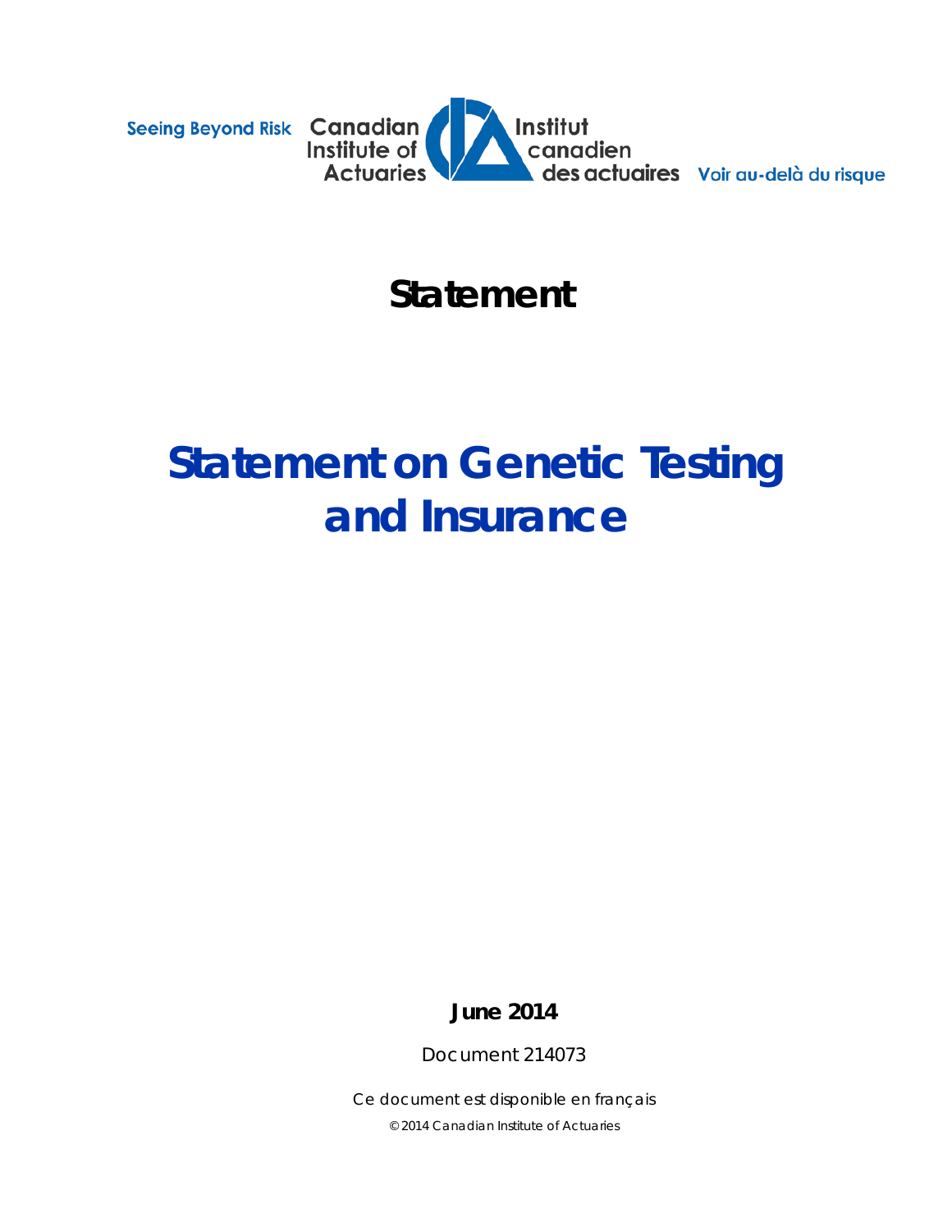Seeing Beyond Risk Canadian Institute of Actuaries Institut canadien des actuaires Voir au-delà du risque

# Statement

# Statement on Genetic Testing and Insurance

**June 2014**

Document 214073

Ce document est disponible en français

© 2014 Canadian Institute of Actuaries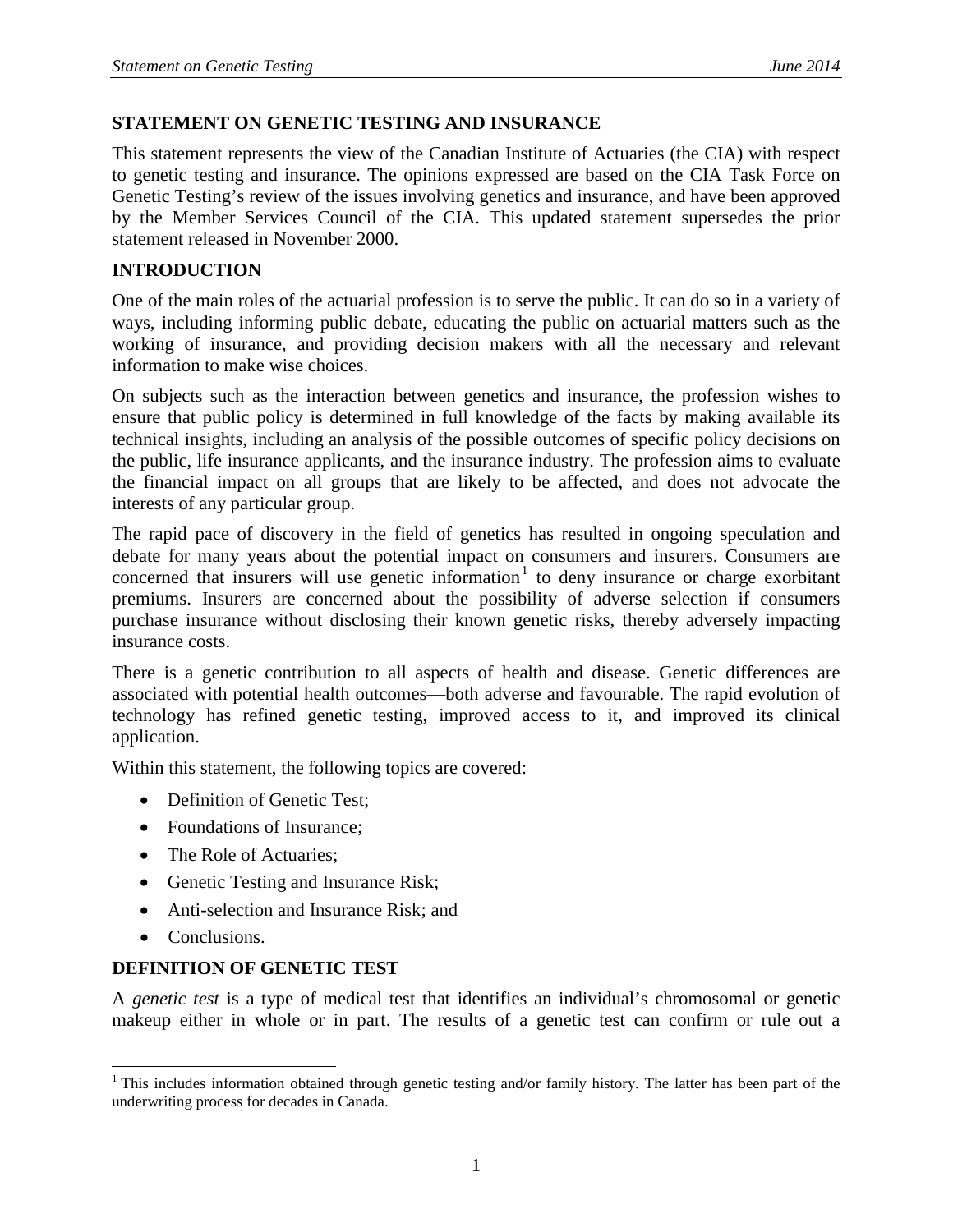## STATEMENT ON GENETIC TESTING AND INSURANCE

This statement represents the view of the Canadian Institute of Actuaries (the CIA) with respect to genetic testing and insurance. The opinions expressed are based on the CIA Task Force on Genetic Testing's review of the issues involving genetics and insurance, and have been approved by the Member Services Council of the CIA. This updated statement supersedes the prior statement released in November 2000.

## INTRODUCTION

One of the main roles of the actuarial profession is to serve the public. It can do so in a variety of ways, including informing public debate, educating the public on actuarial matters such as the working of insurance, and providing decision makers with all the necessary and relevant information to make wise choices.

On subjects such as the interaction between genetics and insurance, the profession wishes to ensure that public policy is determined in full knowledge of the facts by making available its technical insights, including an analysis of the possible outcomes of specific policy decisions on the public, life insurance applicants, and the insurance industry. The profession aims to evaluate the financial impact on all groups that are likely to be affected, and does not advocate the interests of any particular group.

The rapid pace of discovery in the field of genetics has resulted in ongoing speculation and debate for many years about the potential impact on consumers and insurers. Consumers are concerned that insurers will use genetic information[1] to deny insurance or charge exorbitant premiums. Insurers are concerned about the possibility of adverse selection if consumers purchase insurance without disclosing their known genetic risks, thereby adversely impacting insurance costs.

There is a genetic contribution to all aspects of health and disease. Genetic differences are associated with potential health outcomes—both adverse and favourable. The rapid evolution of technology has refined genetic testing, improved access to it, and improved its clinical application.

Within this statement, the following topics are covered:

- Definition of Genetic Test;
- Foundations of Insurance;
- The Role of Actuaries;
- Genetic Testing and Insurance Risk;
- Anti-selection and Insurance Risk; and
- Conclusions.

## DEFINITION OF GENETIC TEST

A *genetic test* is a type of medical test that identifies an individual's chromosomal or genetic makeup either in whole or in part. The results of a genetic test can confirm or rule out a

[1] This includes information obtained through genetic testing and/or family history. The latter has been part of the underwriting process for decades in Canada.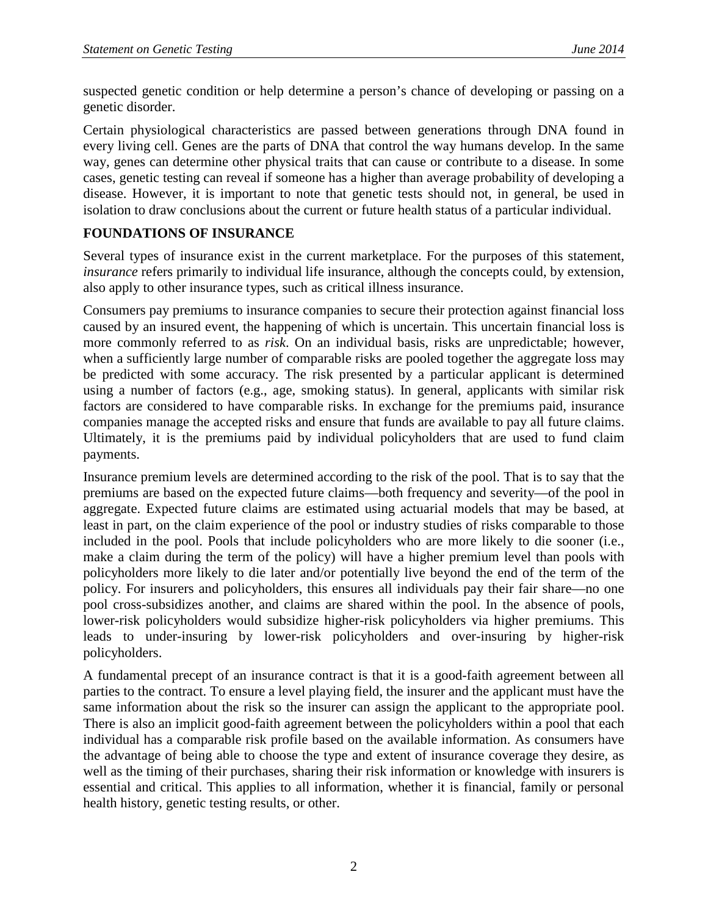suspected genetic condition or help determine a person's chance of developing or passing on a genetic disorder.

Certain physiological characteristics are passed between generations through DNA found in every living cell. Genes are the parts of DNA that control the way humans develop. In the same way, genes can determine other physical traits that can cause or contribute to a disease. In some cases, genetic testing can reveal if someone has a higher than average probability of developing a disease. However, it is important to note that genetic tests should not, in general, be used in isolation to draw conclusions about the current or future health status of a particular individual.

## FOUNDATIONS OF INSURANCE

Several types of insurance exist in the current marketplace. For the purposes of this statement, *insurance* refers primarily to individual life insurance, although the concepts could, by extension, also apply to other insurance types, such as critical illness insurance.

Consumers pay premiums to insurance companies to secure their protection against financial loss caused by an insured event, the happening of which is uncertain. This uncertain financial loss is more commonly referred to as *risk*. On an individual basis, risks are unpredictable; however, when a sufficiently large number of comparable risks are pooled together the aggregate loss may be predicted with some accuracy. The risk presented by a particular applicant is determined using a number of factors (e.g., age, smoking status). In general, applicants with similar risk factors are considered to have comparable risks. In exchange for the premiums paid, insurance companies manage the accepted risks and ensure that funds are available to pay all future claims. Ultimately, it is the premiums paid by individual policyholders that are used to fund claim payments.

Insurance premium levels are determined according to the risk of the pool. That is to say that the premiums are based on the expected future claims—both frequency and severity—of the pool in aggregate. Expected future claims are estimated using actuarial models that may be based, at least in part, on the claim experience of the pool or industry studies of risks comparable to those included in the pool. Pools that include policyholders who are more likely to die sooner (i.e., make a claim during the term of the policy) will have a higher premium level than pools with policyholders more likely to die later and/or potentially live beyond the end of the term of the policy. For insurers and policyholders, this ensures all individuals pay their fair share—no one pool cross-subsidizes another, and claims are shared within the pool. In the absence of pools, lower-risk policyholders would subsidize higher-risk policyholders via higher premiums. This leads to under-insuring by lower-risk policyholders and over-insuring by higher-risk policyholders.

A fundamental precept of an insurance contract is that it is a good-faith agreement between all parties to the contract. To ensure a level playing field, the insurer and the applicant must have the same information about the risk so the insurer can assign the applicant to the appropriate pool. There is also an implicit good-faith agreement between the policyholders within a pool that each individual has a comparable risk profile based on the available information. As consumers have the advantage of being able to choose the type and extent of insurance coverage they desire, as well as the timing of their purchases, sharing their risk information or knowledge with insurers is essential and critical. This applies to all information, whether it is financial, family or personal health history, genetic testing results, or other.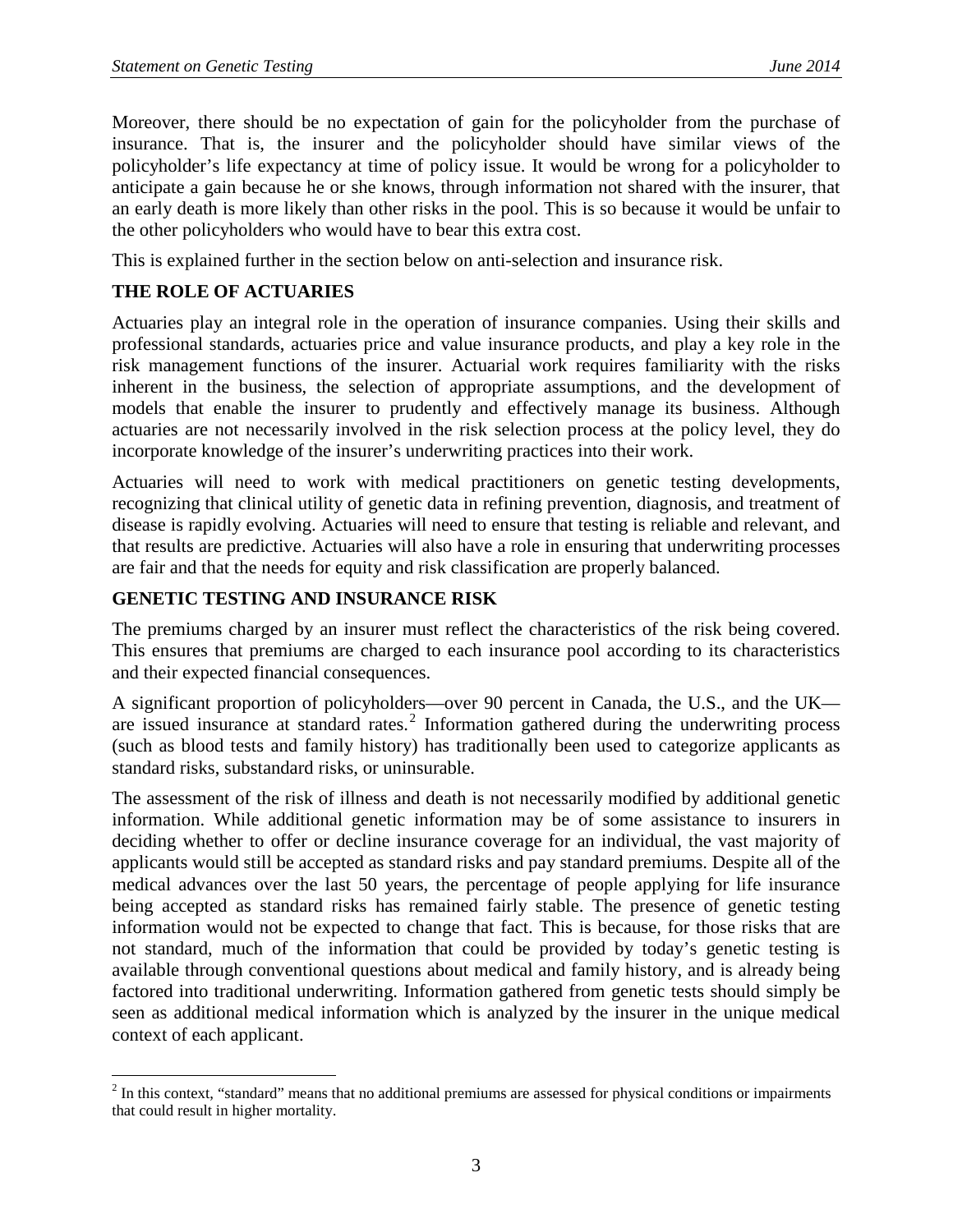Moreover, there should be no expectation of gain for the policyholder from the purchase of insurance. That is, the insurer and the policyholder should have similar views of the policyholder's life expectancy at time of policy issue. It would be wrong for a policyholder to anticipate a gain because he or she knows, through information not shared with the insurer, that an early death is more likely than other risks in the pool. This is so because it would be unfair to the other policyholders who would have to bear this extra cost.

This is explained further in the section below on anti-selection and insurance risk.

## THE ROLE OF ACTUARIES

Actuaries play an integral role in the operation of insurance companies. Using their skills and professional standards, actuaries price and value insurance products, and play a key role in the risk management functions of the insurer. Actuarial work requires familiarity with the risks inherent in the business, the selection of appropriate assumptions, and the development of models that enable the insurer to prudently and effectively manage its business. Although actuaries are not necessarily involved in the risk selection process at the policy level, they do incorporate knowledge of the insurer's underwriting practices into their work.

Actuaries will need to work with medical practitioners on genetic testing developments, recognizing that clinical utility of genetic data in refining prevention, diagnosis, and treatment of disease is rapidly evolving. Actuaries will need to ensure that testing is reliable and relevant, and that results are predictive. Actuaries will also have a role in ensuring that underwriting processes are fair and that the needs for equity and risk classification are properly balanced.

## GENETIC TESTING AND INSURANCE RISK

The premiums charged by an insurer must reflect the characteristics of the risk being covered. This ensures that premiums are charged to each insurance pool according to its characteristics and their expected financial consequences.

A significant proportion of policyholders—over 90 percent in Canada, the U.S., and the UK—are issued insurance at standard rates.[2] Information gathered during the underwriting process (such as blood tests and family history) has traditionally been used to categorize applicants as standard risks, substandard risks, or uninsurable.

The assessment of the risk of illness and death is not necessarily modified by additional genetic information. While additional genetic information may be of some assistance to insurers in deciding whether to offer or decline insurance coverage for an individual, the vast majority of applicants would still be accepted as standard risks and pay standard premiums. Despite all of the medical advances over the last 50 years, the percentage of people applying for life insurance being accepted as standard risks has remained fairly stable. The presence of genetic testing information would not be expected to change that fact. This is because, for those risks that are not standard, much of the information that could be provided by today's genetic testing is available through conventional questions about medical and family history, and is already being factored into traditional underwriting. Information gathered from genetic tests should simply be seen as additional medical information which is analyzed by the insurer in the unique medical context of each applicant.

[2] In this context, "standard" means that no additional premiums are assessed for physical conditions or impairments that could result in higher mortality.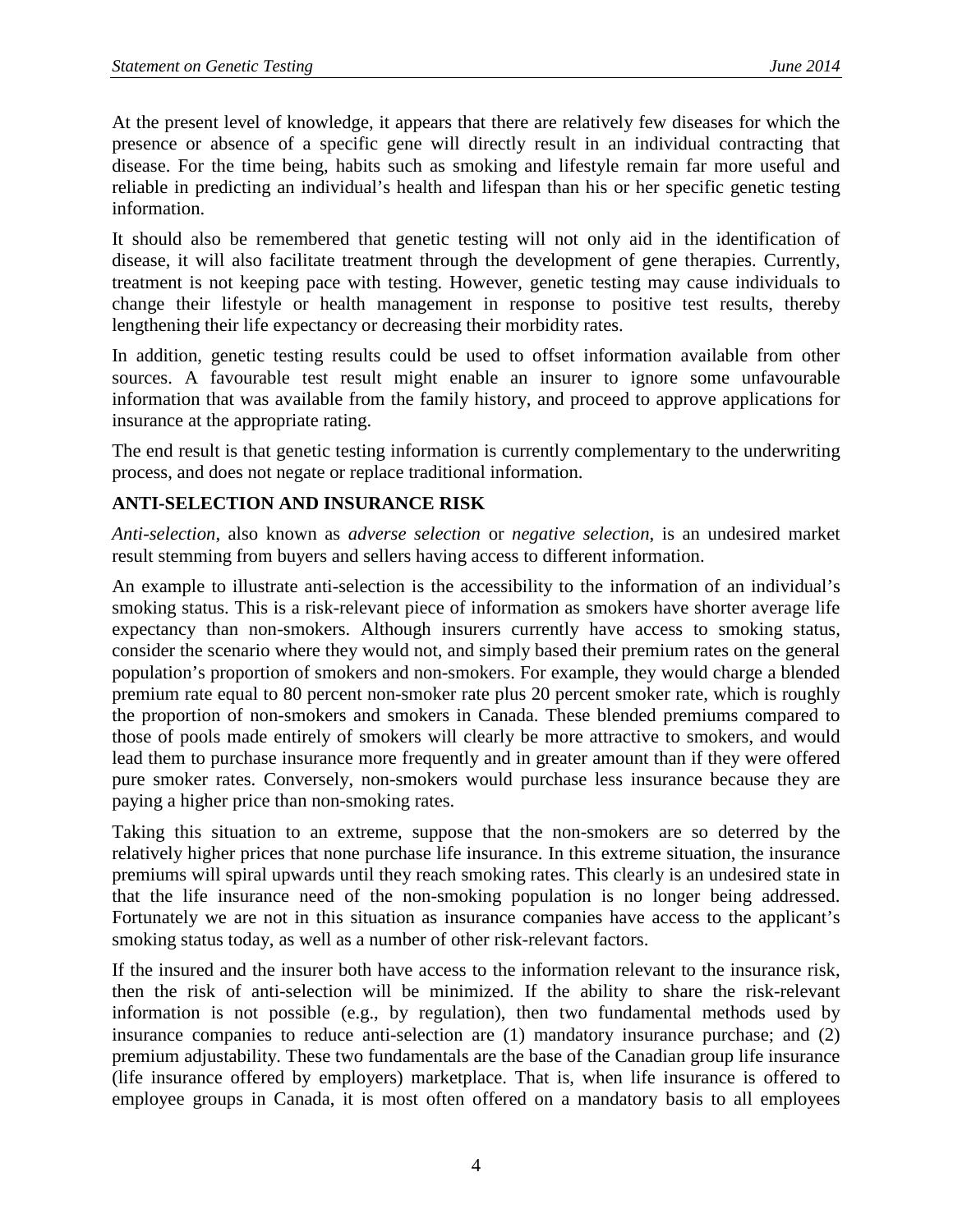At the present level of knowledge, it appears that there are relatively few diseases for which the presence or absence of a specific gene will directly result in an individual contracting that disease. For the time being, habits such as smoking and lifestyle remain far more useful and reliable in predicting an individual's health and lifespan than his or her specific genetic testing information.

It should also be remembered that genetic testing will not only aid in the identification of disease, it will also facilitate treatment through the development of gene therapies. Currently, treatment is not keeping pace with testing. However, genetic testing may cause individuals to change their lifestyle or health management in response to positive test results, thereby lengthening their life expectancy or decreasing their morbidity rates.

In addition, genetic testing results could be used to offset information available from other sources. A favourable test result might enable an insurer to ignore some unfavourable information that was available from the family history, and proceed to approve applications for insurance at the appropriate rating.

The end result is that genetic testing information is currently complementary to the underwriting process, and does not negate or replace traditional information.

## ANTI-SELECTION AND INSURANCE RISK

*Anti-selection*, also known as *adverse selection* or *negative selection*, is an undesired market result stemming from buyers and sellers having access to different information.

An example to illustrate anti-selection is the accessibility to the information of an individual's smoking status. This is a risk-relevant piece of information as smokers have shorter average life expectancy than non-smokers. Although insurers currently have access to smoking status, consider the scenario where they would not, and simply based their premium rates on the general population's proportion of smokers and non-smokers. For example, they would charge a blended premium rate equal to 80 percent non-smoker rate plus 20 percent smoker rate, which is roughly the proportion of non-smokers and smokers in Canada. These blended premiums compared to those of pools made entirely of smokers will clearly be more attractive to smokers, and would lead them to purchase insurance more frequently and in greater amount than if they were offered pure smoker rates. Conversely, non-smokers would purchase less insurance because they are paying a higher price than non-smoking rates.

Taking this situation to an extreme, suppose that the non-smokers are so deterred by the relatively higher prices that none purchase life insurance. In this extreme situation, the insurance premiums will spiral upwards until they reach smoking rates. This clearly is an undesired state in that the life insurance need of the non-smoking population is no longer being addressed. Fortunately we are not in this situation as insurance companies have access to the applicant's smoking status today, as well as a number of other risk-relevant factors.

If the insured and the insurer both have access to the information relevant to the insurance risk, then the risk of anti-selection will be minimized. If the ability to share the risk-relevant information is not possible (e.g., by regulation), then two fundamental methods used by insurance companies to reduce anti-selection are (1) mandatory insurance purchase; and (2) premium adjustability. These two fundamentals are the base of the Canadian group life insurance (life insurance offered by employers) marketplace. That is, when life insurance is offered to employee groups in Canada, it is most often offered on a mandatory basis to all employees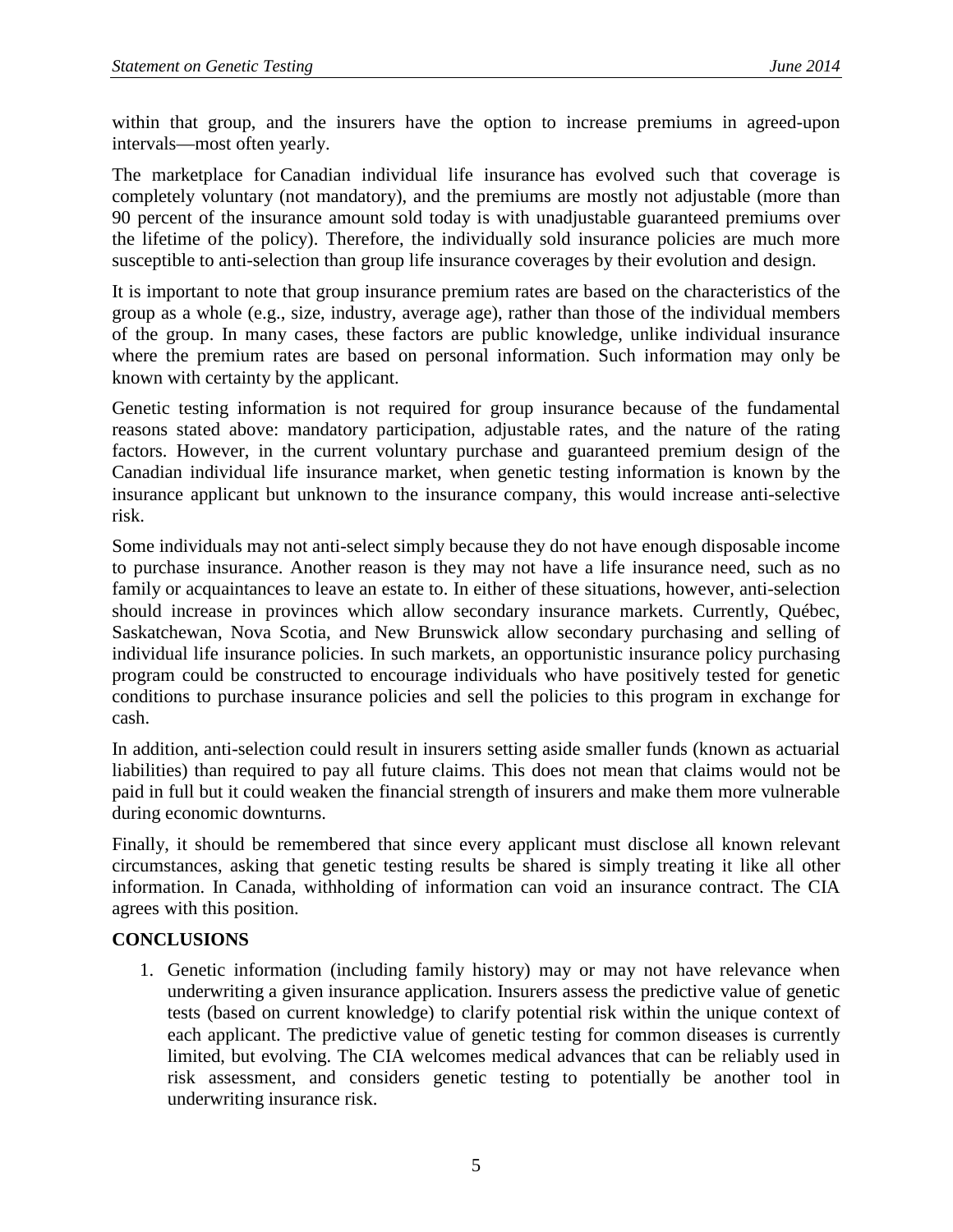within that group, and the insurers have the option to increase premiums in agreed-upon intervals—most often yearly.

The marketplace for Canadian individual life insurance has evolved such that coverage is completely voluntary (not mandatory), and the premiums are mostly not adjustable (more than 90 percent of the insurance amount sold today is with unadjustable guaranteed premiums over the lifetime of the policy). Therefore, the individually sold insurance policies are much more susceptible to anti-selection than group life insurance coverages by their evolution and design.

It is important to note that group insurance premium rates are based on the characteristics of the group as a whole (e.g., size, industry, average age), rather than those of the individual members of the group. In many cases, these factors are public knowledge, unlike individual insurance where the premium rates are based on personal information. Such information may only be known with certainty by the applicant.

Genetic testing information is not required for group insurance because of the fundamental reasons stated above: mandatory participation, adjustable rates, and the nature of the rating factors. However, in the current voluntary purchase and guaranteed premium design of the Canadian individual life insurance market, when genetic testing information is known by the insurance applicant but unknown to the insurance company, this would increase anti-selective risk.

Some individuals may not anti-select simply because they do not have enough disposable income to purchase insurance. Another reason is they may not have a life insurance need, such as no family or acquaintances to leave an estate to. In either of these situations, however, anti-selection should increase in provinces which allow secondary insurance markets. Currently, Québec, Saskatchewan, Nova Scotia, and New Brunswick allow secondary purchasing and selling of individual life insurance policies. In such markets, an opportunistic insurance policy purchasing program could be constructed to encourage individuals who have positively tested for genetic conditions to purchase insurance policies and sell the policies to this program in exchange for cash.

In addition, anti-selection could result in insurers setting aside smaller funds (known as actuarial liabilities) than required to pay all future claims. This does not mean that claims would not be paid in full but it could weaken the financial strength of insurers and make them more vulnerable during economic downturns.

Finally, it should be remembered that since every applicant must disclose all known relevant circumstances, asking that genetic testing results be shared is simply treating it like all other information. In Canada, withholding of information can void an insurance contract. The CIA agrees with this position.

## CONCLUSIONS

1. Genetic information (including family history) may or may not have relevance when underwriting a given insurance application. Insurers assess the predictive value of genetic tests (based on current knowledge) to clarify potential risk within the unique context of each applicant. The predictive value of genetic testing for common diseases is currently limited, but evolving. The CIA welcomes medical advances that can be reliably used in risk assessment, and considers genetic testing to potentially be another tool in underwriting insurance risk.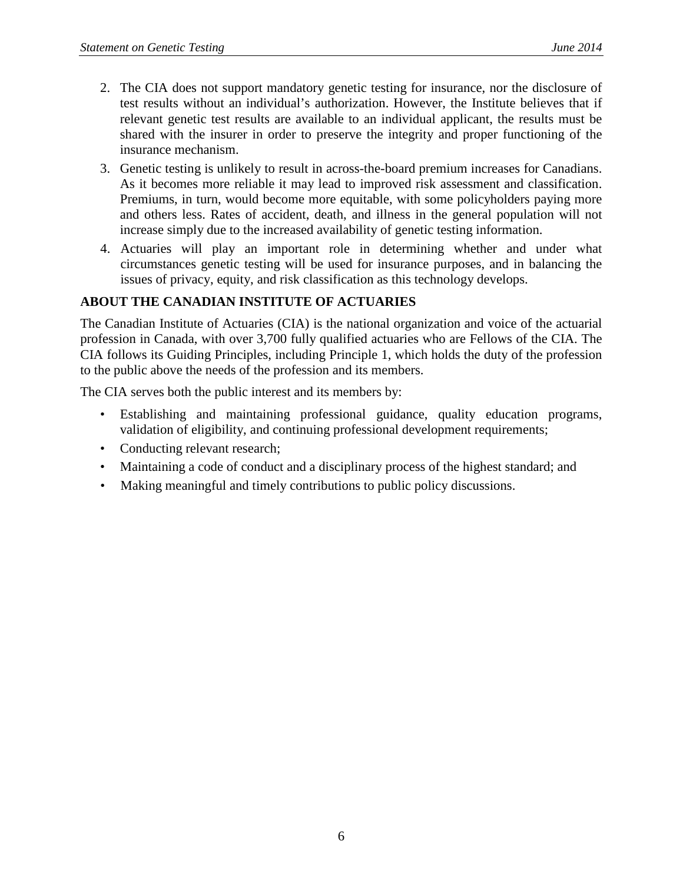2. The CIA does not support mandatory genetic testing for insurance, nor the disclosure of test results without an individual's authorization. However, the Institute believes that if relevant genetic test results are available to an individual applicant, the results must be shared with the insurer in order to preserve the integrity and proper functioning of the insurance mechanism.
3. Genetic testing is unlikely to result in across-the-board premium increases for Canadians. As it becomes more reliable it may lead to improved risk assessment and classification. Premiums, in turn, would become more equitable, with some policyholders paying more and others less. Rates of accident, death, and illness in the general population will not increase simply due to the increased availability of genetic testing information.
4. Actuaries will play an important role in determining whether and under what circumstances genetic testing will be used for insurance purposes, and in balancing the issues of privacy, equity, and risk classification as this technology develops.

## ABOUT THE CANADIAN INSTITUTE OF ACTUARIES

The Canadian Institute of Actuaries (CIA) is the national organization and voice of the actuarial profession in Canada, with over 3,700 fully qualified actuaries who are Fellows of the CIA. The CIA follows its Guiding Principles, including Principle 1, which holds the duty of the profession to the public above the needs of the profession and its members.

The CIA serves both the public interest and its members by:

- Establishing and maintaining professional guidance, quality education programs, validation of eligibility, and continuing professional development requirements;
- Conducting relevant research;
- Maintaining a code of conduct and a disciplinary process of the highest standard; and
- Making meaningful and timely contributions to public policy discussions.